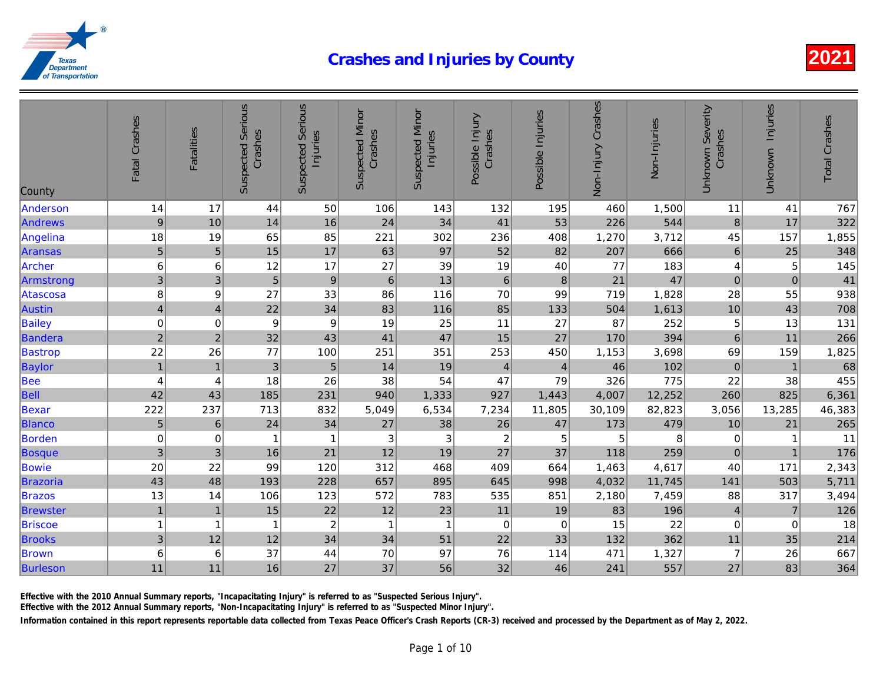# Crashes and Injuries by County

**2021**

| County | Fatal Crashes | Fatalities | Suspected Serious Crashes | Suspected Serious Injuries | Suspected Minor Crashes | Suspected Minor Injuries | Possible Injury Crashes | Possible Injuries | Non-Injury Crashes | Non-Injuries | Unknown Severity Crashes | Unknown Injuries | Total Crashes |
|---|---|---|---|---|---|---|---|---|---|---|---|---|---|
| Anderson | 14 | 17 | 44 | 50 | 106 | 143 | 132 | 195 | 460 | 1,500 | 11 | 41 | 767 |
| Andrews | 9 | 10 | 14 | 16 | 24 | 34 | 41 | 53 | 226 | 544 | 8 | 17 | 322 |
| Angelina | 18 | 19 | 65 | 85 | 221 | 302 | 236 | 408 | 1,270 | 3,712 | 45 | 157 | 1,855 |
| Aransas | 5 | 5 | 15 | 17 | 63 | 97 | 52 | 82 | 207 | 666 | 6 | 25 | 348 |
| Archer | 6 | 6 | 12 | 17 | 27 | 39 | 19 | 40 | 77 | 183 | 4 | 5 | 145 |
| Armstrong | 3 | 3 | 5 | 9 | 6 | 13 | 6 | 8 | 21 | 47 | 0 | 0 | 41 |
| Atascosa | 8 | 9 | 27 | 33 | 86 | 116 | 70 | 99 | 719 | 1,828 | 28 | 55 | 938 |
| Austin | 4 | 4 | 22 | 34 | 83 | 116 | 85 | 133 | 504 | 1,613 | 10 | 43 | 708 |
| Bailey | 0 | 0 | 9 | 9 | 19 | 25 | 11 | 27 | 87 | 252 | 5 | 13 | 131 |
| Bandera | 2 | 2 | 32 | 43 | 41 | 47 | 15 | 27 | 170 | 394 | 6 | 11 | 266 |
| Bastrop | 22 | 26 | 77 | 100 | 251 | 351 | 253 | 450 | 1,153 | 3,698 | 69 | 159 | 1,825 |
| Baylor | 1 | 1 | 3 | 5 | 14 | 19 | 4 | 4 | 46 | 102 | 0 | 1 | 68 |
| Bee | 4 | 4 | 18 | 26 | 38 | 54 | 47 | 79 | 326 | 775 | 22 | 38 | 455 |
| Bell | 42 | 43 | 185 | 231 | 940 | 1,333 | 927 | 1,443 | 4,007 | 12,252 | 260 | 825 | 6,361 |
| Bexar | 222 | 237 | 713 | 832 | 5,049 | 6,534 | 7,234 | 11,805 | 30,109 | 82,823 | 3,056 | 13,285 | 46,383 |
| Blanco | 5 | 6 | 24 | 34 | 27 | 38 | 26 | 47 | 173 | 479 | 10 | 21 | 265 |
| Borden | 0 | 0 | 1 | 1 | 3 | 3 | 2 | 5 | 5 | 8 | 0 | 1 | 11 |
| Bosque | 3 | 3 | 16 | 21 | 12 | 19 | 27 | 37 | 118 | 259 | 0 | 1 | 176 |
| Bowie | 20 | 22 | 99 | 120 | 312 | 468 | 409 | 664 | 1,463 | 4,617 | 40 | 171 | 2,343 |
| Brazoria | 43 | 48 | 193 | 228 | 657 | 895 | 645 | 998 | 4,032 | 11,745 | 141 | 503 | 5,711 |
| Brazos | 13 | 14 | 106 | 123 | 572 | 783 | 535 | 851 | 2,180 | 7,459 | 88 | 317 | 3,494 |
| Brewster | 1 | 1 | 15 | 22 | 12 | 23 | 11 | 19 | 83 | 196 | 4 | 7 | 126 |
| Briscoe | 1 | 1 | 1 | 2 | 1 | 1 | 0 | 0 | 15 | 22 | 0 | 0 | 18 |
| Brooks | 3 | 12 | 12 | 34 | 34 | 51 | 22 | 33 | 132 | 362 | 11 | 35 | 214 |
| Brown | 6 | 6 | 37 | 44 | 70 | 97 | 76 | 114 | 471 | 1,327 | 7 | 26 | 667 |
| Burleson | 11 | 11 | 16 | 27 | 37 | 56 | 32 | 46 | 241 | 557 | 27 | 83 | 364 |

**Effective with the 2010 Annual Summary reports, "Incapacitating Injury" is referred to as "Suspected Serious Injury".**
**Effective with the 2012 Annual Summary reports, "Non-Incapacitating Injury" is referred to as "Suspected Minor Injury".**
**Information contained in this report represents reportable data collected from Texas Peace Officer's Crash Reports (CR-3) received and processed by the Department as of May 2, 2022.**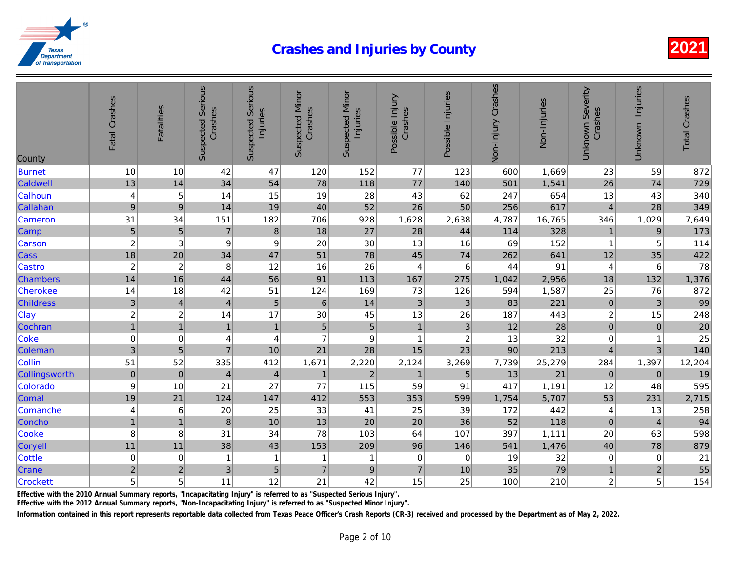# Crashes and Injuries by County

**2021**

| County | Fatal Crashes | Fatalities | Suspected Serious Crashes | Suspected Serious Injuries | Suspected Minor Crashes | Suspected Minor Injuries | Possible Injury Crashes | Possible Injuries | Non-Injury Crashes | Non-Injuries | Unknown Severity Crashes | Unknown Injuries | Total Crashes |
|---|---|---|---|---|---|---|---|---|---|---|---|---|---|
| Burnet | 10 | 10 | 42 | 47 | 120 | 152 | 77 | 123 | 600 | 1,669 | 23 | 59 | 872 |
| Caldwell | 13 | 14 | 34 | 54 | 78 | 118 | 77 | 140 | 501 | 1,541 | 26 | 74 | 729 |
| Calhoun | 4 | 5 | 14 | 15 | 19 | 28 | 43 | 62 | 247 | 654 | 13 | 43 | 340 |
| Callahan | 9 | 9 | 14 | 19 | 40 | 52 | 26 | 50 | 256 | 617 | 4 | 28 | 349 |
| Cameron | 31 | 34 | 151 | 182 | 706 | 928 | 1,628 | 2,638 | 4,787 | 16,765 | 346 | 1,029 | 7,649 |
| Camp | 5 | 5 | 7 | 8 | 18 | 27 | 28 | 44 | 114 | 328 | 1 | 9 | 173 |
| Carson | 2 | 3 | 9 | 9 | 20 | 30 | 13 | 16 | 69 | 152 | 1 | 5 | 114 |
| Cass | 18 | 20 | 34 | 47 | 51 | 78 | 45 | 74 | 262 | 641 | 12 | 35 | 422 |
| Castro | 2 | 2 | 8 | 12 | 16 | 26 | 4 | 6 | 44 | 91 | 4 | 6 | 78 |
| Chambers | 14 | 16 | 44 | 56 | 91 | 113 | 167 | 275 | 1,042 | 2,956 | 18 | 132 | 1,376 |
| Cherokee | 14 | 18 | 42 | 51 | 124 | 169 | 73 | 126 | 594 | 1,587 | 25 | 76 | 872 |
| Childress | 3 | 4 | 4 | 5 | 6 | 14 | 3 | 3 | 83 | 221 | 0 | 3 | 99 |
| Clay | 2 | 2 | 14 | 17 | 30 | 45 | 13 | 26 | 187 | 443 | 2 | 15 | 248 |
| Cochran | 1 | 1 | 1 | 1 | 5 | 5 | 1 | 3 | 12 | 28 | 0 | 0 | 20 |
| Coke | 0 | 0 | 4 | 4 | 7 | 9 | 1 | 2 | 13 | 32 | 0 | 1 | 25 |
| Coleman | 3 | 5 | 7 | 10 | 21 | 28 | 15 | 23 | 90 | 213 | 4 | 3 | 140 |
| Collin | 51 | 52 | 335 | 412 | 1,671 | 2,220 | 2,124 | 3,269 | 7,739 | 25,279 | 284 | 1,397 | 12,204 |
| Collingsworth | 0 | 0 | 4 | 4 | 1 | 2 | 1 | 5 | 13 | 21 | 0 | 0 | 19 |
| Colorado | 9 | 10 | 21 | 27 | 77 | 115 | 59 | 91 | 417 | 1,191 | 12 | 48 | 595 |
| Comal | 19 | 21 | 124 | 147 | 412 | 553 | 353 | 599 | 1,754 | 5,707 | 53 | 231 | 2,715 |
| Comanche | 4 | 6 | 20 | 25 | 33 | 41 | 25 | 39 | 172 | 442 | 4 | 13 | 258 |
| Concho | 1 | 1 | 8 | 10 | 13 | 20 | 20 | 36 | 52 | 118 | 0 | 4 | 94 |
| Cooke | 8 | 8 | 31 | 34 | 78 | 103 | 64 | 107 | 397 | 1,111 | 20 | 63 | 598 |
| Coryell | 11 | 11 | 38 | 43 | 153 | 209 | 96 | 146 | 541 | 1,476 | 40 | 78 | 879 |
| Cottle | 0 | 0 | 1 | 1 | 1 | 1 | 0 | 0 | 19 | 32 | 0 | 0 | 21 |
| Crane | 2 | 2 | 3 | 5 | 7 | 9 | 7 | 10 | 35 | 79 | 1 | 2 | 55 |
| Crockett | 5 | 5 | 11 | 12 | 21 | 42 | 15 | 25 | 100 | 210 | 2 | 5 | 154 |

**Effective with the 2010 Annual Summary reports, "Incapacitating Injury" is referred to as "Suspected Serious Injury".**
**Effective with the 2012 Annual Summary reports, "Non-Incapacitating Injury" is referred to as "Suspected Minor Injury".**
**Information contained in this report represents reportable data collected from Texas Peace Officer's Crash Reports (CR-3) received and processed by the Department as of May 2, 2022.**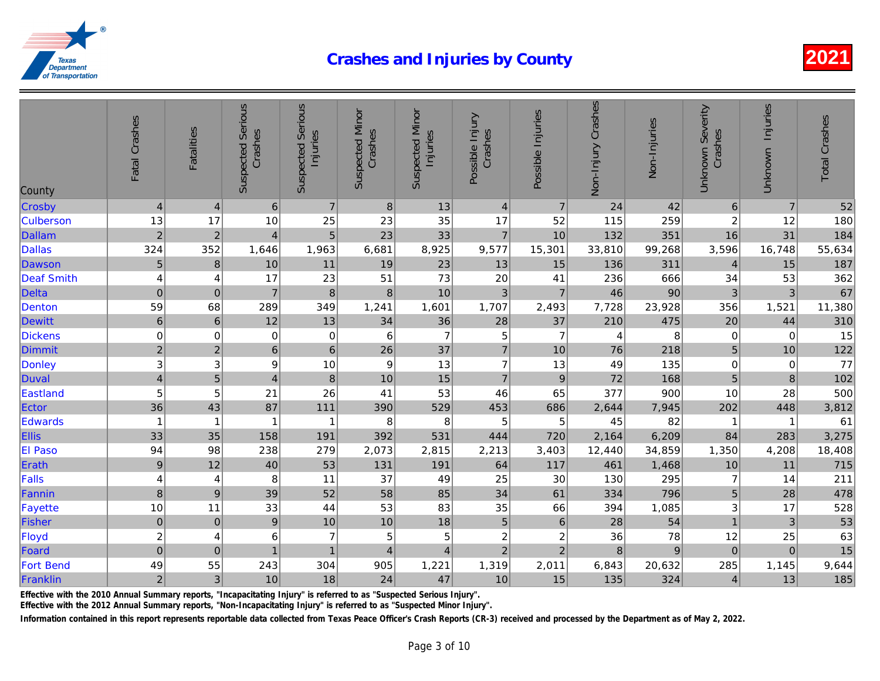# Crashes and Injuries by County

**2021**

| County | Fatal Crashes | Fatalities | Suspected Serious Crashes | Suspected Serious Injuries | Suspected Minor Crashes | Suspected Minor Injuries | Possible Injury Crashes | Possible Injuries | Non-Injury Crashes | Non-Injuries | Unknown Severity Crashes | Unknown Injuries | Total Crashes |
|---|---|---|---|---|---|---|---|---|---|---|---|---|---|
| Crosby | 4 | 4 | 6 | 7 | 8 | 13 | 4 | 7 | 24 | 42 | 6 | 7 | 52 |
| Culberson | 13 | 17 | 10 | 25 | 23 | 35 | 17 | 52 | 115 | 259 | 2 | 12 | 180 |
| Dallam | 2 | 2 | 4 | 5 | 23 | 33 | 7 | 10 | 132 | 351 | 16 | 31 | 184 |
| Dallas | 324 | 352 | 1,646 | 1,963 | 6,681 | 8,925 | 9,577 | 15,301 | 33,810 | 99,268 | 3,596 | 16,748 | 55,634 |
| Dawson | 5 | 8 | 10 | 11 | 19 | 23 | 13 | 15 | 136 | 311 | 4 | 15 | 187 |
| Deaf Smith | 4 | 4 | 17 | 23 | 51 | 73 | 20 | 41 | 236 | 666 | 34 | 53 | 362 |
| Delta | 0 | 0 | 7 | 8 | 8 | 10 | 3 | 7 | 46 | 90 | 3 | 3 | 67 |
| Denton | 59 | 68 | 289 | 349 | 1,241 | 1,601 | 1,707 | 2,493 | 7,728 | 23,928 | 356 | 1,521 | 11,380 |
| Dewitt | 6 | 6 | 12 | 13 | 34 | 36 | 28 | 37 | 210 | 475 | 20 | 44 | 310 |
| Dickens | 0 | 0 | 0 | 0 | 6 | 7 | 5 | 7 | 4 | 8 | 0 | 0 | 15 |
| Dimmit | 2 | 2 | 6 | 6 | 26 | 37 | 7 | 10 | 76 | 218 | 5 | 10 | 122 |
| Donley | 3 | 3 | 9 | 10 | 9 | 13 | 7 | 13 | 49 | 135 | 0 | 0 | 77 |
| Duval | 4 | 5 | 4 | 8 | 10 | 15 | 7 | 9 | 72 | 168 | 5 | 8 | 102 |
| Eastland | 5 | 5 | 21 | 26 | 41 | 53 | 46 | 65 | 377 | 900 | 10 | 28 | 500 |
| Ector | 36 | 43 | 87 | 111 | 390 | 529 | 453 | 686 | 2,644 | 7,945 | 202 | 448 | 3,812 |
| Edwards | 1 | 1 | 1 | 1 | 8 | 8 | 5 | 5 | 45 | 82 | 1 | 1 | 61 |
| Ellis | 33 | 35 | 158 | 191 | 392 | 531 | 444 | 720 | 2,164 | 6,209 | 84 | 283 | 3,275 |
| El Paso | 94 | 98 | 238 | 279 | 2,073 | 2,815 | 2,213 | 3,403 | 12,440 | 34,859 | 1,350 | 4,208 | 18,408 |
| Erath | 9 | 12 | 40 | 53 | 131 | 191 | 64 | 117 | 461 | 1,468 | 10 | 11 | 715 |
| Falls | 4 | 4 | 8 | 11 | 37 | 49 | 25 | 30 | 130 | 295 | 7 | 14 | 211 |
| Fannin | 8 | 9 | 39 | 52 | 58 | 85 | 34 | 61 | 334 | 796 | 5 | 28 | 478 |
| Fayette | 10 | 11 | 33 | 44 | 53 | 83 | 35 | 66 | 394 | 1,085 | 3 | 17 | 528 |
| Fisher | 0 | 0 | 9 | 10 | 10 | 18 | 5 | 6 | 28 | 54 | 1 | 3 | 53 |
| Floyd | 2 | 4 | 6 | 7 | 5 | 5 | 2 | 2 | 36 | 78 | 12 | 25 | 63 |
| Foard | 0 | 0 | 1 | 1 | 4 | 4 | 2 | 2 | 8 | 9 | 0 | 0 | 15 |
| Fort Bend | 49 | 55 | 243 | 304 | 905 | 1,221 | 1,319 | 2,011 | 6,843 | 20,632 | 285 | 1,145 | 9,644 |
| Franklin | 2 | 3 | 10 | 18 | 24 | 47 | 10 | 15 | 135 | 324 | 4 | 13 | 185 |

**Effective with the 2010 Annual Summary reports, "Incapacitating Injury" is referred to as "Suspected Serious Injury".**

**Effective with the 2012 Annual Summary reports, "Non-Incapacitating Injury" is referred to as "Suspected Minor Injury".**

**Information contained in this report represents reportable data collected from Texas Peace Officer's Crash Reports (CR-3) received and processed by the Department as of May 2, 2022.**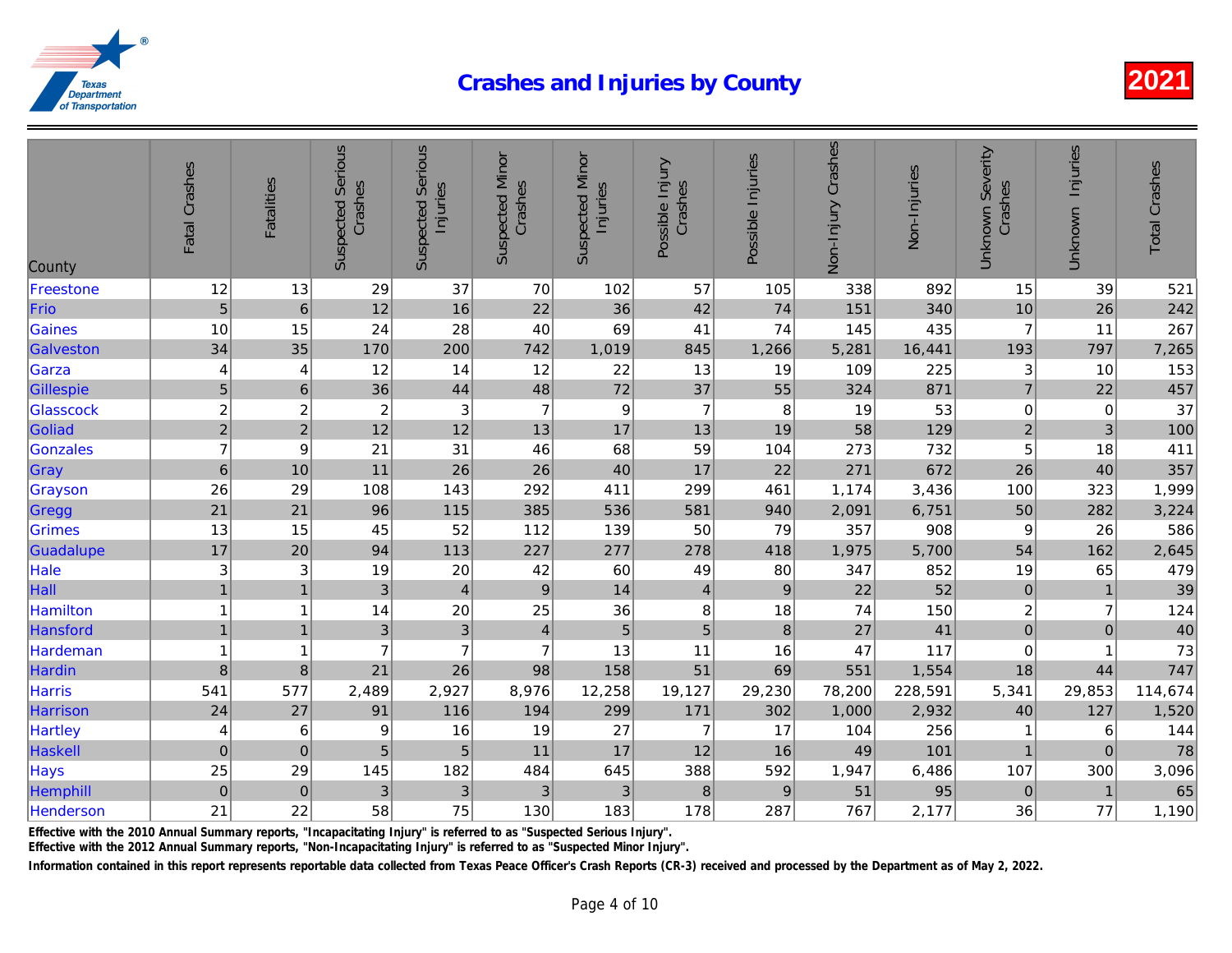# Crashes and Injuries by County

**2021**

| County | Fatal Crashes | Fatalities | Suspected Serious Crashes | Suspected Serious Injuries | Suspected Minor Crashes | Suspected Minor Injuries | Possible Injury Crashes | Possible Injuries | Non-Injury Crashes | Non-Injuries | Unknown Severity Crashes | Unknown Injuries | Total Crashes |
|---|---|---|---|---|---|---|---|---|---|---|---|---|---|
| Freestone | 12 | 13 | 29 | 37 | 70 | 102 | 57 | 105 | 338 | 892 | 15 | 39 | 521 |
| Frio | 5 | 6 | 12 | 16 | 22 | 36 | 42 | 74 | 151 | 340 | 10 | 26 | 242 |
| Gaines | 10 | 15 | 24 | 28 | 40 | 69 | 41 | 74 | 145 | 435 | 7 | 11 | 267 |
| Galveston | 34 | 35 | 170 | 200 | 742 | 1,019 | 845 | 1,266 | 5,281 | 16,441 | 193 | 797 | 7,265 |
| Garza | 4 | 4 | 12 | 14 | 12 | 22 | 13 | 19 | 109 | 225 | 3 | 10 | 153 |
| Gillespie | 5 | 6 | 36 | 44 | 48 | 72 | 37 | 55 | 324 | 871 | 7 | 22 | 457 |
| Glasscock | 2 | 2 | 2 | 3 | 7 | 9 | 7 | 8 | 19 | 53 | 0 | 0 | 37 |
| Goliad | 2 | 2 | 12 | 12 | 13 | 17 | 13 | 19 | 58 | 129 | 2 | 3 | 100 |
| Gonzales | 7 | 9 | 21 | 31 | 46 | 68 | 59 | 104 | 273 | 732 | 5 | 18 | 411 |
| Gray | 6 | 10 | 11 | 26 | 26 | 40 | 17 | 22 | 271 | 672 | 26 | 40 | 357 |
| Grayson | 26 | 29 | 108 | 143 | 292 | 411 | 299 | 461 | 1,174 | 3,436 | 100 | 323 | 1,999 |
| Gregg | 21 | 21 | 96 | 115 | 385 | 536 | 581 | 940 | 2,091 | 6,751 | 50 | 282 | 3,224 |
| Grimes | 13 | 15 | 45 | 52 | 112 | 139 | 50 | 79 | 357 | 908 | 9 | 26 | 586 |
| Guadalupe | 17 | 20 | 94 | 113 | 227 | 277 | 278 | 418 | 1,975 | 5,700 | 54 | 162 | 2,645 |
| Hale | 3 | 3 | 19 | 20 | 42 | 60 | 49 | 80 | 347 | 852 | 19 | 65 | 479 |
| Hall | 1 | 1 | 3 | 4 | 9 | 14 | 4 | 9 | 22 | 52 | 0 | 1 | 39 |
| Hamilton | 1 | 1 | 14 | 20 | 25 | 36 | 8 | 18 | 74 | 150 | 2 | 7 | 124 |
| Hansford | 1 | 1 | 3 | 3 | 4 | 5 | 5 | 8 | 27 | 41 | 0 | 0 | 40 |
| Hardeman | 1 | 1 | 7 | 7 | 7 | 13 | 11 | 16 | 47 | 117 | 0 | 1 | 73 |
| Hardin | 8 | 8 | 21 | 26 | 98 | 158 | 51 | 69 | 551 | 1,554 | 18 | 44 | 747 |
| Harris | 541 | 577 | 2,489 | 2,927 | 8,976 | 12,258 | 19,127 | 29,230 | 78,200 | 228,591 | 5,341 | 29,853 | 114,674 |
| Harrison | 24 | 27 | 91 | 116 | 194 | 299 | 171 | 302 | 1,000 | 2,932 | 40 | 127 | 1,520 |
| Hartley | 4 | 6 | 9 | 16 | 19 | 27 | 7 | 17 | 104 | 256 | 1 | 6 | 144 |
| Haskell | 0 | 0 | 5 | 5 | 11 | 17 | 12 | 16 | 49 | 101 | 1 | 0 | 78 |
| Hays | 25 | 29 | 145 | 182 | 484 | 645 | 388 | 592 | 1,947 | 6,486 | 107 | 300 | 3,096 |
| Hemphill | 0 | 0 | 3 | 3 | 3 | 3 | 8 | 9 | 51 | 95 | 0 | 1 | 65 |
| Henderson | 21 | 22 | 58 | 75 | 130 | 183 | 178 | 287 | 767 | 2,177 | 36 | 77 | 1,190 |

**Effective with the 2010 Annual Summary reports, "Incapacitating Injury" is referred to as "Suspected Serious Injury".**
**Effective with the 2012 Annual Summary reports, "Non-Incapacitating Injury" is referred to as "Suspected Minor Injury".**

**Information contained in this report represents reportable data collected from Texas Peace Officer's Crash Reports (CR-3) received and processed by the Department as of May 2, 2022.**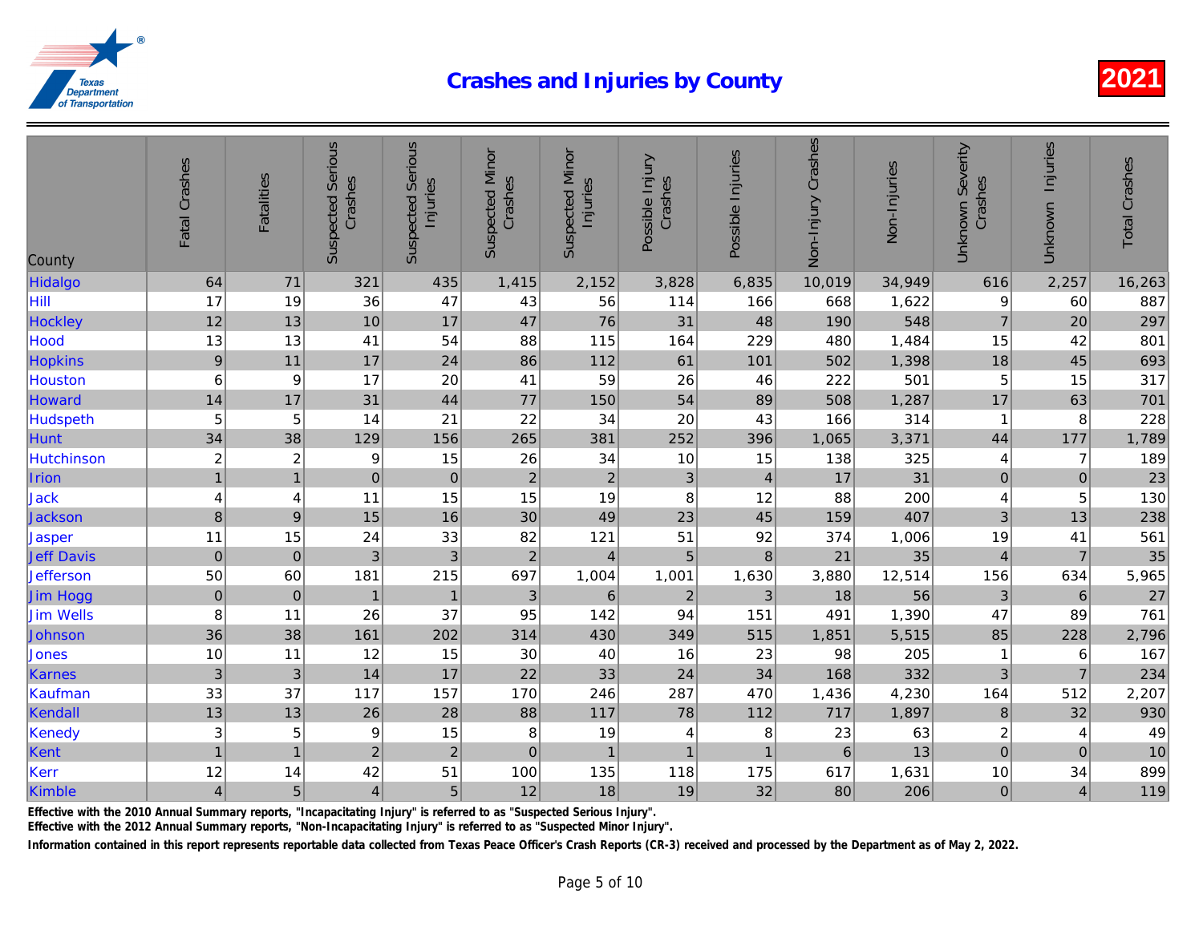# Crashes and Injuries by County

**2021**

| County | Fatal Crashes | Fatalities | Suspected Serious Crashes | Suspected Serious Injuries | Suspected Minor Crashes | Suspected Minor Injuries | Possible Injury Crashes | Possible Injuries | Non-Injury Crashes | Non-Injuries | Unknown Severity Crashes | Unknown Injuries | Total Crashes |
|---|---|---|---|---|---|---|---|---|---|---|---|---|---|
| Hidalgo | 64 | 71 | 321 | 435 | 1,415 | 2,152 | 3,828 | 6,835 | 10,019 | 34,949 | 616 | 2,257 | 16,263 |
| Hill | 17 | 19 | 36 | 47 | 43 | 56 | 114 | 166 | 668 | 1,622 | 9 | 60 | 887 |
| Hockley | 12 | 13 | 10 | 17 | 47 | 76 | 31 | 48 | 190 | 548 | 7 | 20 | 297 |
| Hood | 13 | 13 | 41 | 54 | 88 | 115 | 164 | 229 | 480 | 1,484 | 15 | 42 | 801 |
| Hopkins | 9 | 11 | 17 | 24 | 86 | 112 | 61 | 101 | 502 | 1,398 | 18 | 45 | 693 |
| Houston | 6 | 9 | 17 | 20 | 41 | 59 | 26 | 46 | 222 | 501 | 5 | 15 | 317 |
| Howard | 14 | 17 | 31 | 44 | 77 | 150 | 54 | 89 | 508 | 1,287 | 17 | 63 | 701 |
| Hudspeth | 5 | 5 | 14 | 21 | 22 | 34 | 20 | 43 | 166 | 314 | 1 | 8 | 228 |
| Hunt | 34 | 38 | 129 | 156 | 265 | 381 | 252 | 396 | 1,065 | 3,371 | 44 | 177 | 1,789 |
| Hutchinson | 2 | 2 | 9 | 15 | 26 | 34 | 10 | 15 | 138 | 325 | 4 | 7 | 189 |
| Irion | 1 | 1 | 0 | 0 | 2 | 2 | 3 | 4 | 17 | 31 | 0 | 0 | 23 |
| Jack | 4 | 4 | 11 | 15 | 15 | 19 | 8 | 12 | 88 | 200 | 4 | 5 | 130 |
| Jackson | 8 | 9 | 15 | 16 | 30 | 49 | 23 | 45 | 159 | 407 | 3 | 13 | 238 |
| Jasper | 11 | 15 | 24 | 33 | 82 | 121 | 51 | 92 | 374 | 1,006 | 19 | 41 | 561 |
| Jeff Davis | 0 | 0 | 3 | 3 | 2 | 4 | 5 | 8 | 21 | 35 | 4 | 7 | 35 |
| Jefferson | 50 | 60 | 181 | 215 | 697 | 1,004 | 1,001 | 1,630 | 3,880 | 12,514 | 156 | 634 | 5,965 |
| Jim Hogg | 0 | 0 | 1 | 1 | 3 | 6 | 2 | 3 | 18 | 56 | 3 | 6 | 27 |
| Jim Wells | 8 | 11 | 26 | 37 | 95 | 142 | 94 | 151 | 491 | 1,390 | 47 | 89 | 761 |
| Johnson | 36 | 38 | 161 | 202 | 314 | 430 | 349 | 515 | 1,851 | 5,515 | 85 | 228 | 2,796 |
| Jones | 10 | 11 | 12 | 15 | 30 | 40 | 16 | 23 | 98 | 205 | 1 | 6 | 167 |
| Karnes | 3 | 3 | 14 | 17 | 22 | 33 | 24 | 34 | 168 | 332 | 3 | 7 | 234 |
| Kaufman | 33 | 37 | 117 | 157 | 170 | 246 | 287 | 470 | 1,436 | 4,230 | 164 | 512 | 2,207 |
| Kendall | 13 | 13 | 26 | 28 | 88 | 117 | 78 | 112 | 717 | 1,897 | 8 | 32 | 930 |
| Kenedy | 3 | 5 | 9 | 15 | 8 | 19 | 4 | 8 | 23 | 63 | 2 | 4 | 49 |
| Kent | 1 | 1 | 2 | 2 | 0 | 1 | 1 | 1 | 6 | 13 | 0 | 0 | 10 |
| Kerr | 12 | 14 | 42 | 51 | 100 | 135 | 118 | 175 | 617 | 1,631 | 10 | 34 | 899 |
| Kimble | 4 | 5 | 4 | 5 | 12 | 18 | 19 | 32 | 80 | 206 | 0 | 4 | 119 |

Effective with the 2010 Annual Summary reports, "Incapacitating Injury" is referred to as "Suspected Serious Injury".
Effective with the 2012 Annual Summary reports, "Non-Incapacitating Injury" is referred to as "Suspected Minor Injury".

Information contained in this report represents reportable data collected from Texas Peace Officer's Crash Reports (CR-3) received and processed by the Department as of May 2, 2022.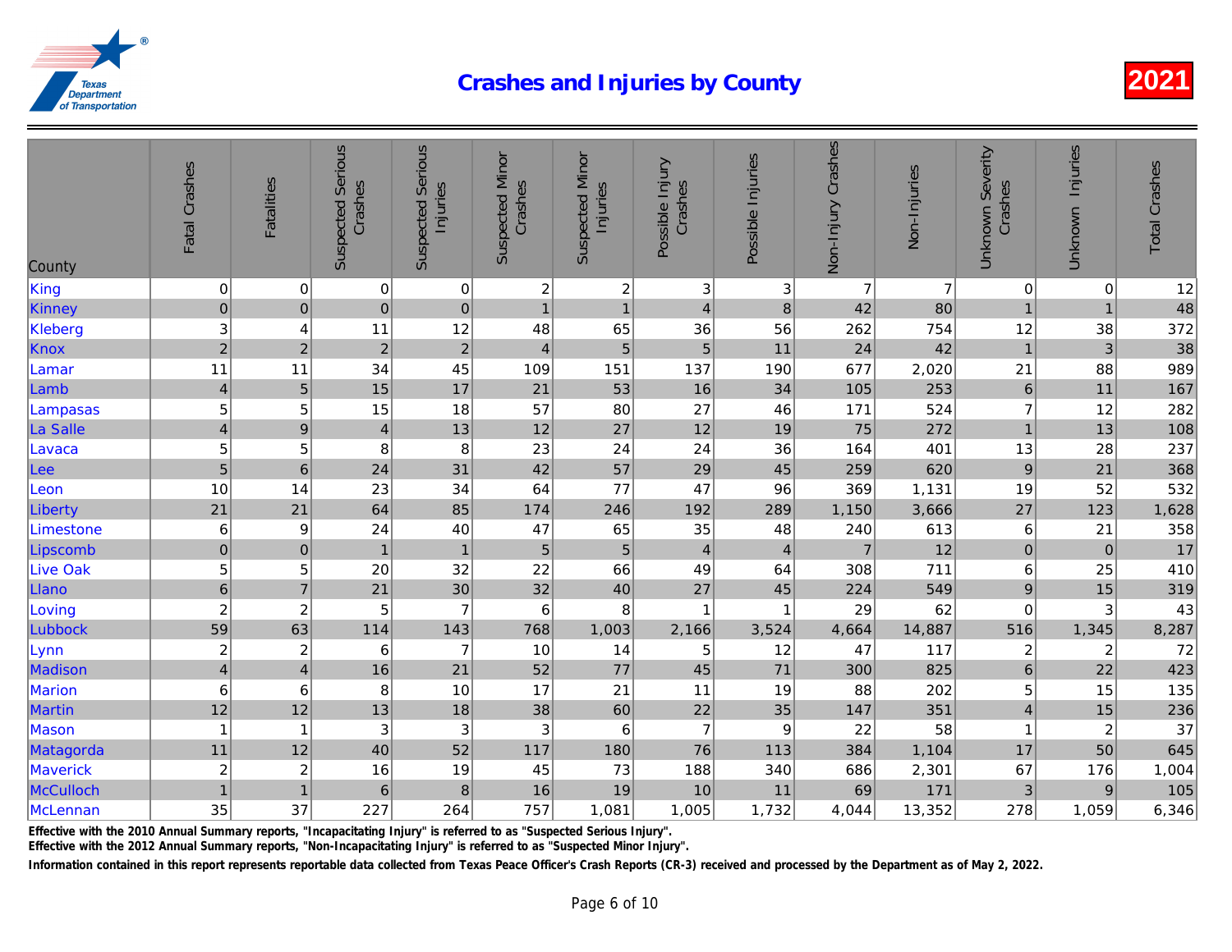# Crashes and Injuries by County

2021

| County | Fatal Crashes | Fatalities | Suspected Serious Crashes | Suspected Serious Injuries | Suspected Minor Crashes | Suspected Minor Injuries | Possible Injury Crashes | Possible Injuries | Non-Injury Crashes | Non-Injuries | Unknown Severity Crashes | Unknown Injuries | Total Crashes |
|---|---|---|---|---|---|---|---|---|---|---|---|---|---|
| King | 0 | 0 | 0 | 0 | 2 | 2 | 3 | 3 | 7 | 7 | 0 | 0 | 12 |
| Kinney | 0 | 0 | 0 | 0 | 1 | 1 | 4 | 8 | 42 | 80 | 1 | 1 | 48 |
| Kleberg | 3 | 4 | 11 | 12 | 48 | 65 | 36 | 56 | 262 | 754 | 12 | 38 | 372 |
| Knox | 2 | 2 | 2 | 2 | 4 | 5 | 5 | 11 | 24 | 42 | 1 | 3 | 38 |
| Lamar | 11 | 11 | 34 | 45 | 109 | 151 | 137 | 190 | 677 | 2,020 | 21 | 88 | 989 |
| Lamb | 4 | 5 | 15 | 17 | 21 | 53 | 16 | 34 | 105 | 253 | 6 | 11 | 167 |
| Lampasas | 5 | 5 | 15 | 18 | 57 | 80 | 27 | 46 | 171 | 524 | 7 | 12 | 282 |
| La Salle | 4 | 9 | 4 | 13 | 12 | 27 | 12 | 19 | 75 | 272 | 1 | 13 | 108 |
| Lavaca | 5 | 5 | 8 | 8 | 23 | 24 | 24 | 36 | 164 | 401 | 13 | 28 | 237 |
| Lee | 5 | 6 | 24 | 31 | 42 | 57 | 29 | 45 | 259 | 620 | 9 | 21 | 368 |
| Leon | 10 | 14 | 23 | 34 | 64 | 77 | 47 | 96 | 369 | 1,131 | 19 | 52 | 532 |
| Liberty | 21 | 21 | 64 | 85 | 174 | 246 | 192 | 289 | 1,150 | 3,666 | 27 | 123 | 1,628 |
| Limestone | 6 | 9 | 24 | 40 | 47 | 65 | 35 | 48 | 240 | 613 | 6 | 21 | 358 |
| Lipscomb | 0 | 0 | 1 | 1 | 5 | 5 | 4 | 4 | 7 | 12 | 0 | 0 | 17 |
| Live Oak | 5 | 5 | 20 | 32 | 22 | 66 | 49 | 64 | 308 | 711 | 6 | 25 | 410 |
| Llano | 6 | 7 | 21 | 30 | 32 | 40 | 27 | 45 | 224 | 549 | 9 | 15 | 319 |
| Loving | 2 | 2 | 5 | 7 | 6 | 8 | 1 | 1 | 29 | 62 | 0 | 3 | 43 |
| Lubbock | 59 | 63 | 114 | 143 | 768 | 1,003 | 2,166 | 3,524 | 4,664 | 14,887 | 516 | 1,345 | 8,287 |
| Lynn | 2 | 2 | 6 | 7 | 10 | 14 | 5 | 12 | 47 | 117 | 2 | 2 | 72 |
| Madison | 4 | 4 | 16 | 21 | 52 | 77 | 45 | 71 | 300 | 825 | 6 | 22 | 423 |
| Marion | 6 | 6 | 8 | 10 | 17 | 21 | 11 | 19 | 88 | 202 | 5 | 15 | 135 |
| Martin | 12 | 12 | 13 | 18 | 38 | 60 | 22 | 35 | 147 | 351 | 4 | 15 | 236 |
| Mason | 1 | 1 | 3 | 3 | 3 | 6 | 7 | 9 | 22 | 58 | 1 | 2 | 37 |
| Matagorda | 11 | 12 | 40 | 52 | 117 | 180 | 76 | 113 | 384 | 1,104 | 17 | 50 | 645 |
| Maverick | 2 | 2 | 16 | 19 | 45 | 73 | 188 | 340 | 686 | 2,301 | 67 | 176 | 1,004 |
| McCulloch | 1 | 1 | 6 | 8 | 16 | 19 | 10 | 11 | 69 | 171 | 3 | 9 | 105 |
| McLennan | 35 | 37 | 227 | 264 | 757 | 1,081 | 1,005 | 1,732 | 4,044 | 13,352 | 278 | 1,059 | 6,346 |

Effective with the 2010 Annual Summary reports, "Incapacitating Injury" is referred to as "Suspected Serious Injury".
Effective with the 2012 Annual Summary reports, "Non-Incapacitating Injury" is referred to as "Suspected Minor Injury".
Information contained in this report represents reportable data collected from Texas Peace Officer's Crash Reports (CR-3) received and processed by the Department as of May 2, 2022.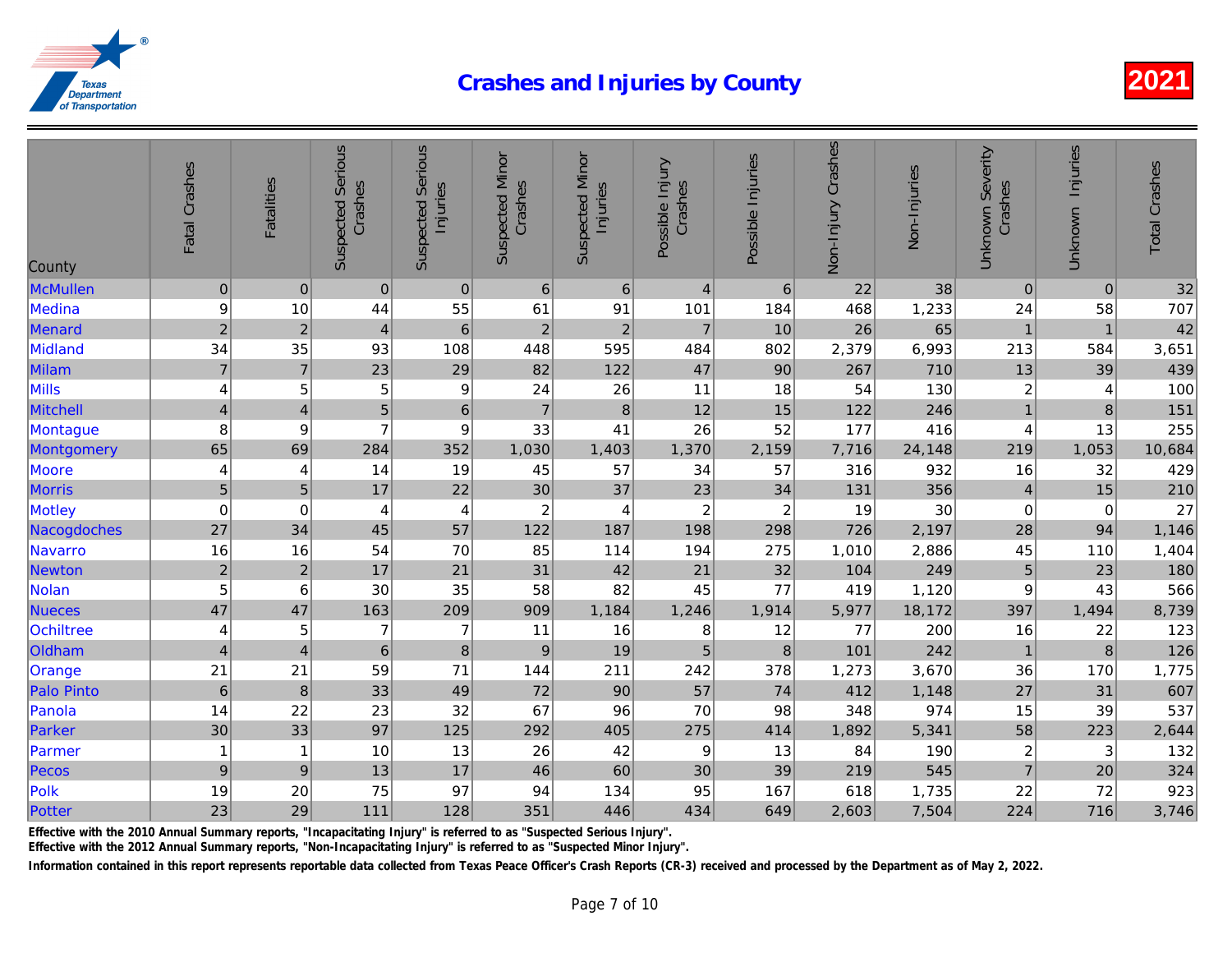# Crashes and Injuries by County

2021

| County | Fatal Crashes | Fatalities | Suspected Serious Crashes | Suspected Serious Injuries | Suspected Minor Crashes | Suspected Minor Injuries | Possible Injury Crashes | Possible Injuries | Non-Injury Crashes | Non-Injuries | Unknown Severity Crashes | Unknown Injuries | Total Crashes |
|---|---|---|---|---|---|---|---|---|---|---|---|---|---|
| McMullen | 0 | 0 | 0 | 0 | 6 | 6 | 4 | 6 | 22 | 38 | 0 | 0 | 32 |
| Medina | 9 | 10 | 44 | 55 | 61 | 91 | 101 | 184 | 468 | 1,233 | 24 | 58 | 707 |
| Menard | 2 | 2 | 4 | 6 | 2 | 2 | 7 | 10 | 26 | 65 | 1 | 1 | 42 |
| Midland | 34 | 35 | 93 | 108 | 448 | 595 | 484 | 802 | 2,379 | 6,993 | 213 | 584 | 3,651 |
| Milam | 7 | 7 | 23 | 29 | 82 | 122 | 47 | 90 | 267 | 710 | 13 | 39 | 439 |
| Mills | 4 | 5 | 5 | 9 | 24 | 26 | 11 | 18 | 54 | 130 | 2 | 4 | 100 |
| Mitchell | 4 | 4 | 5 | 6 | 7 | 8 | 12 | 15 | 122 | 246 | 1 | 8 | 151 |
| Montague | 8 | 9 | 7 | 9 | 33 | 41 | 26 | 52 | 177 | 416 | 4 | 13 | 255 |
| Montgomery | 65 | 69 | 284 | 352 | 1,030 | 1,403 | 1,370 | 2,159 | 7,716 | 24,148 | 219 | 1,053 | 10,684 |
| Moore | 4 | 4 | 14 | 19 | 45 | 57 | 34 | 57 | 316 | 932 | 16 | 32 | 429 |
| Morris | 5 | 5 | 17 | 22 | 30 | 37 | 23 | 34 | 131 | 356 | 4 | 15 | 210 |
| Motley | 0 | 0 | 4 | 4 | 2 | 4 | 2 | 2 | 19 | 30 | 0 | 0 | 27 |
| Nacogdoches | 27 | 34 | 45 | 57 | 122 | 187 | 198 | 298 | 726 | 2,197 | 28 | 94 | 1,146 |
| Navarro | 16 | 16 | 54 | 70 | 85 | 114 | 194 | 275 | 1,010 | 2,886 | 45 | 110 | 1,404 |
| Newton | 2 | 2 | 17 | 21 | 31 | 42 | 21 | 32 | 104 | 249 | 5 | 23 | 180 |
| Nolan | 5 | 6 | 30 | 35 | 58 | 82 | 45 | 77 | 419 | 1,120 | 9 | 43 | 566 |
| Nueces | 47 | 47 | 163 | 209 | 909 | 1,184 | 1,246 | 1,914 | 5,977 | 18,172 | 397 | 1,494 | 8,739 |
| Ochiltree | 4 | 5 | 7 | 7 | 11 | 16 | 8 | 12 | 77 | 200 | 16 | 22 | 123 |
| Oldham | 4 | 4 | 6 | 8 | 9 | 19 | 5 | 8 | 101 | 242 | 1 | 8 | 126 |
| Orange | 21 | 21 | 59 | 71 | 144 | 211 | 242 | 378 | 1,273 | 3,670 | 36 | 170 | 1,775 |
| Palo Pinto | 6 | 8 | 33 | 49 | 72 | 90 | 57 | 74 | 412 | 1,148 | 27 | 31 | 607 |
| Panola | 14 | 22 | 23 | 32 | 67 | 96 | 70 | 98 | 348 | 974 | 15 | 39 | 537 |
| Parker | 30 | 33 | 97 | 125 | 292 | 405 | 275 | 414 | 1,892 | 5,341 | 58 | 223 | 2,644 |
| Parmer | 1 | 1 | 10 | 13 | 26 | 42 | 9 | 13 | 84 | 190 | 2 | 3 | 132 |
| Pecos | 9 | 9 | 13 | 17 | 46 | 60 | 30 | 39 | 219 | 545 | 7 | 20 | 324 |
| Polk | 19 | 20 | 75 | 97 | 94 | 134 | 95 | 167 | 618 | 1,735 | 22 | 72 | 923 |
| Potter | 23 | 29 | 111 | 128 | 351 | 446 | 434 | 649 | 2,603 | 7,504 | 224 | 716 | 3,746 |

**Effective with the 2010 Annual Summary reports, "Incapacitating Injury" is referred to as "Suspected Serious Injury".**
**Effective with the 2012 Annual Summary reports, "Non-Incapacitating Injury" is referred to as "Suspected Minor Injury".**

**Information contained in this report represents reportable data collected from Texas Peace Officer's Crash Reports (CR-3) received and processed by the Department as of May 2, 2022.**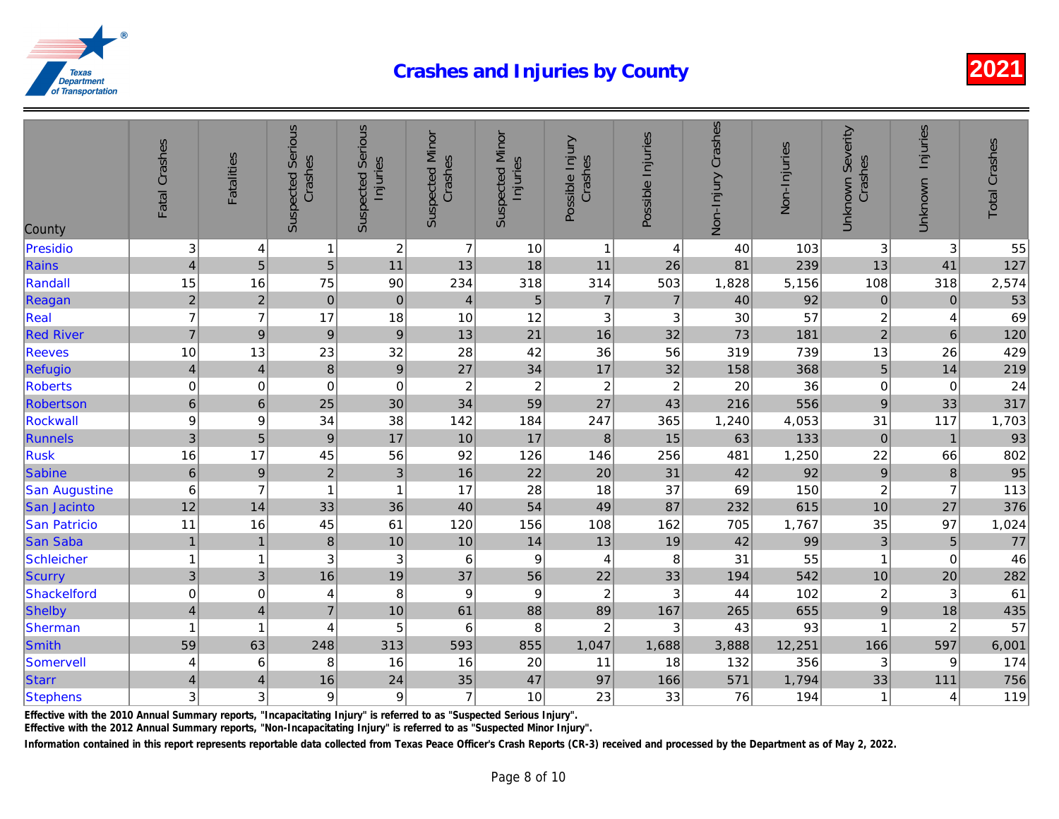# Crashes and Injuries by County

2021

| County | Fatal Crashes | Fatalities | Suspected Serious Crashes | Suspected Serious Injuries | Suspected Minor Crashes | Suspected Minor Injuries | Possible Injury Crashes | Possible Injuries | Non-Injury Crashes | Non-Injuries | Unknown Severity Crashes | Unknown Injuries | Total Crashes |
|---|---|---|---|---|---|---|---|---|---|---|---|---|---|
| Presidio | 3 | 4 | 1 | 2 | 7 | 10 | 1 | 4 | 40 | 103 | 3 | 3 | 55 |
| Rains | 4 | 5 | 5 | 11 | 13 | 18 | 11 | 26 | 81 | 239 | 13 | 41 | 127 |
| Randall | 15 | 16 | 75 | 90 | 234 | 318 | 314 | 503 | 1,828 | 5,156 | 108 | 318 | 2,574 |
| Reagan | 2 | 2 | 0 | 0 | 4 | 5 | 7 | 7 | 40 | 92 | 0 | 0 | 53 |
| Real | 7 | 7 | 17 | 18 | 10 | 12 | 3 | 3 | 30 | 57 | 2 | 4 | 69 |
| Red River | 7 | 9 | 9 | 9 | 13 | 21 | 16 | 32 | 73 | 181 | 2 | 6 | 120 |
| Reeves | 10 | 13 | 23 | 32 | 28 | 42 | 36 | 56 | 319 | 739 | 13 | 26 | 429 |
| Refugio | 4 | 4 | 8 | 9 | 27 | 34 | 17 | 32 | 158 | 368 | 5 | 14 | 219 |
| Roberts | 0 | 0 | 0 | 0 | 2 | 2 | 2 | 2 | 20 | 36 | 0 | 0 | 24 |
| Robertson | 6 | 6 | 25 | 30 | 34 | 59 | 27 | 43 | 216 | 556 | 9 | 33 | 317 |
| Rockwall | 9 | 9 | 34 | 38 | 142 | 184 | 247 | 365 | 1,240 | 4,053 | 31 | 117 | 1,703 |
| Runnels | 3 | 5 | 9 | 17 | 10 | 17 | 8 | 15 | 63 | 133 | 0 | 1 | 93 |
| Rusk | 16 | 17 | 45 | 56 | 92 | 126 | 146 | 256 | 481 | 1,250 | 22 | 66 | 802 |
| Sabine | 6 | 9 | 2 | 3 | 16 | 22 | 20 | 31 | 42 | 92 | 9 | 8 | 95 |
| San Augustine | 6 | 7 | 1 | 1 | 17 | 28 | 18 | 37 | 69 | 150 | 2 | 7 | 113 |
| San Jacinto | 12 | 14 | 33 | 36 | 40 | 54 | 49 | 87 | 232 | 615 | 10 | 27 | 376 |
| San Patricio | 11 | 16 | 45 | 61 | 120 | 156 | 108 | 162 | 705 | 1,767 | 35 | 97 | 1,024 |
| San Saba | 1 | 1 | 8 | 10 | 10 | 14 | 13 | 19 | 42 | 99 | 3 | 5 | 77 |
| Schleicher | 1 | 1 | 3 | 3 | 6 | 9 | 4 | 8 | 31 | 55 | 1 | 0 | 46 |
| Scurry | 3 | 3 | 16 | 19 | 37 | 56 | 22 | 33 | 194 | 542 | 10 | 20 | 282 |
| Shackelford | 0 | 0 | 4 | 8 | 9 | 9 | 2 | 3 | 44 | 102 | 2 | 3 | 61 |
| Shelby | 4 | 4 | 7 | 10 | 61 | 88 | 89 | 167 | 265 | 655 | 9 | 18 | 435 |
| Sherman | 1 | 1 | 4 | 5 | 6 | 8 | 2 | 3 | 43 | 93 | 1 | 2 | 57 |
| Smith | 59 | 63 | 248 | 313 | 593 | 855 | 1,047 | 1,688 | 3,888 | 12,251 | 166 | 597 | 6,001 |
| Somervell | 4 | 6 | 8 | 16 | 16 | 20 | 11 | 18 | 132 | 356 | 3 | 9 | 174 |
| Starr | 4 | 4 | 16 | 24 | 35 | 47 | 97 | 166 | 571 | 1,794 | 33 | 111 | 756 |
| Stephens | 3 | 3 | 9 | 9 | 7 | 10 | 23 | 33 | 76 | 194 | 1 | 4 | 119 |

Effective with the 2010 Annual Summary reports, "Incapacitating Injury" is referred to as "Suspected Serious Injury".
Effective with the 2012 Annual Summary reports, "Non-Incapacitating Injury" is referred to as "Suspected Minor Injury".

Information contained in this report represents reportable data collected from Texas Peace Officer's Crash Reports (CR-3) received and processed by the Department as of May 2, 2022.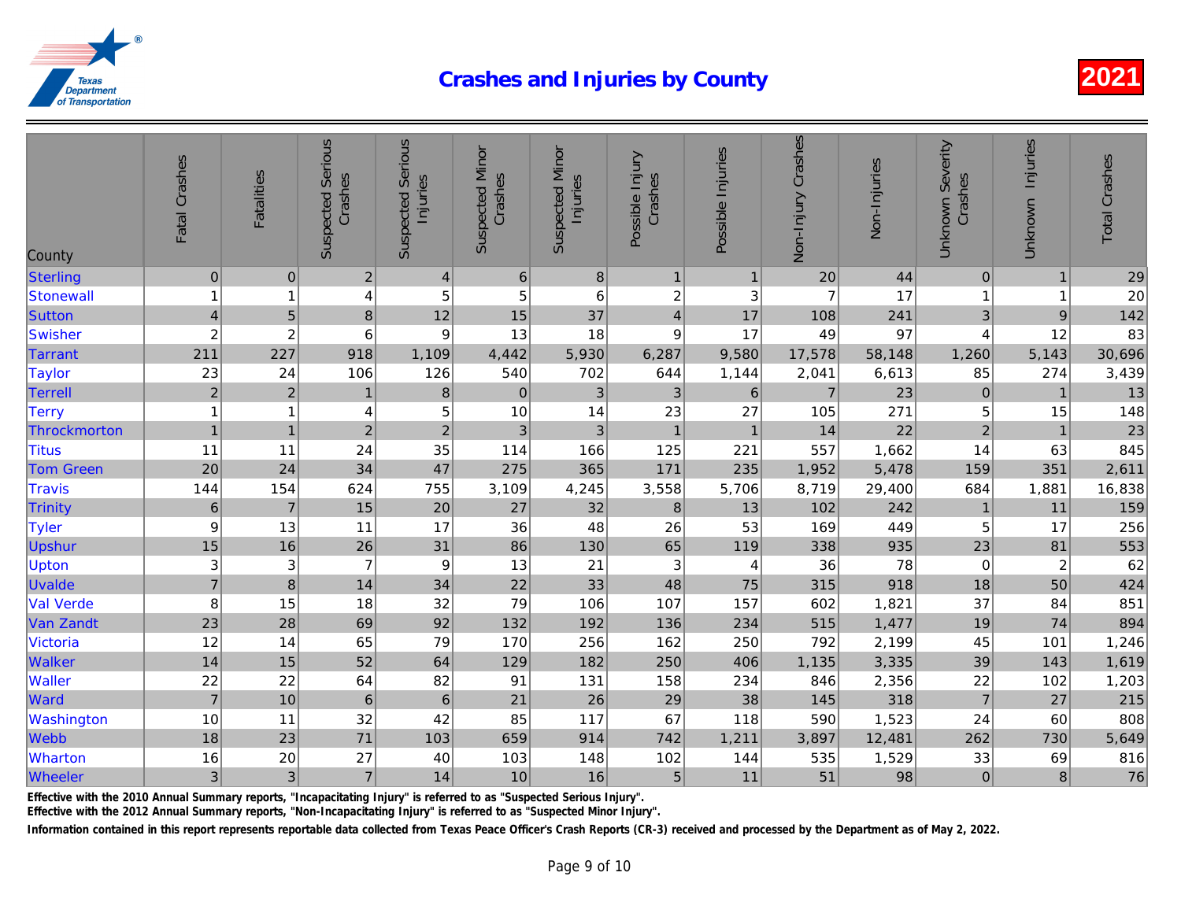# Crashes and Injuries by County

**2021**

| County | Fatal Crashes | Fatalities | Suspected Serious Crashes | Suspected Serious Injuries | Suspected Minor Crashes | Suspected Minor Injuries | Possible Injury Crashes | Possible Injuries | Non-Injury Crashes | Non-Injuries | Unknown Severity Crashes | Unknown Injuries | Total Crashes |
|---|---|---|---|---|---|---|---|---|---|---|---|---|---|
| Sterling | 0 | 0 | 2 | 4 | 6 | 8 | 1 | 1 | 20 | 44 | 0 | 1 | 29 |
| Stonewall | 1 | 1 | 4 | 5 | 5 | 6 | 2 | 3 | 7 | 17 | 1 | 1 | 20 |
| Sutton | 4 | 5 | 8 | 12 | 15 | 37 | 4 | 17 | 108 | 241 | 3 | 9 | 142 |
| Swisher | 2 | 2 | 6 | 9 | 13 | 18 | 9 | 17 | 49 | 97 | 4 | 12 | 83 |
| Tarrant | 211 | 227 | 918 | 1,109 | 4,442 | 5,930 | 6,287 | 9,580 | 17,578 | 58,148 | 1,260 | 5,143 | 30,696 |
| Taylor | 23 | 24 | 106 | 126 | 540 | 702 | 644 | 1,144 | 2,041 | 6,613 | 85 | 274 | 3,439 |
| Terrell | 2 | 2 | 1 | 8 | 0 | 3 | 3 | 6 | 7 | 23 | 0 | 1 | 13 |
| Terry | 1 | 1 | 4 | 5 | 10 | 14 | 23 | 27 | 105 | 271 | 5 | 15 | 148 |
| Throckmorton | 1 | 1 | 2 | 2 | 3 | 3 | 1 | 1 | 14 | 22 | 2 | 1 | 23 |
| Titus | 11 | 11 | 24 | 35 | 114 | 166 | 125 | 221 | 557 | 1,662 | 14 | 63 | 845 |
| Tom Green | 20 | 24 | 34 | 47 | 275 | 365 | 171 | 235 | 1,952 | 5,478 | 159 | 351 | 2,611 |
| Travis | 144 | 154 | 624 | 755 | 3,109 | 4,245 | 3,558 | 5,706 | 8,719 | 29,400 | 684 | 1,881 | 16,838 |
| Trinity | 6 | 7 | 15 | 20 | 27 | 32 | 8 | 13 | 102 | 242 | 1 | 11 | 159 |
| Tyler | 9 | 13 | 11 | 17 | 36 | 48 | 26 | 53 | 169 | 449 | 5 | 17 | 256 |
| Upshur | 15 | 16 | 26 | 31 | 86 | 130 | 65 | 119 | 338 | 935 | 23 | 81 | 553 |
| Upton | 3 | 3 | 7 | 9 | 13 | 21 | 3 | 4 | 36 | 78 | 0 | 2 | 62 |
| Uvalde | 7 | 8 | 14 | 34 | 22 | 33 | 48 | 75 | 315 | 918 | 18 | 50 | 424 |
| Val Verde | 8 | 15 | 18 | 32 | 79 | 106 | 107 | 157 | 602 | 1,821 | 37 | 84 | 851 |
| Van Zandt | 23 | 28 | 69 | 92 | 132 | 192 | 136 | 234 | 515 | 1,477 | 19 | 74 | 894 |
| Victoria | 12 | 14 | 65 | 79 | 170 | 256 | 162 | 250 | 792 | 2,199 | 45 | 101 | 1,246 |
| Walker | 14 | 15 | 52 | 64 | 129 | 182 | 250 | 406 | 1,135 | 3,335 | 39 | 143 | 1,619 |
| Waller | 22 | 22 | 64 | 82 | 91 | 131 | 158 | 234 | 846 | 2,356 | 22 | 102 | 1,203 |
| Ward | 7 | 10 | 6 | 6 | 21 | 26 | 29 | 38 | 145 | 318 | 7 | 27 | 215 |
| Washington | 10 | 11 | 32 | 42 | 85 | 117 | 67 | 118 | 590 | 1,523 | 24 | 60 | 808 |
| Webb | 18 | 23 | 71 | 103 | 659 | 914 | 742 | 1,211 | 3,897 | 12,481 | 262 | 730 | 5,649 |
| Wharton | 16 | 20 | 27 | 40 | 103 | 148 | 102 | 144 | 535 | 1,529 | 33 | 69 | 816 |
| Wheeler | 3 | 3 | 7 | 14 | 10 | 16 | 5 | 11 | 51 | 98 | 0 | 8 | 76 |

**Effective with the 2010 Annual Summary reports, "Incapacitating Injury" is referred to as "Suspected Serious Injury".**
**Effective with the 2012 Annual Summary reports, "Non-Incapacitating Injury" is referred to as "Suspected Minor Injury".**

**Information contained in this report represents reportable data collected from Texas Peace Officer's Crash Reports (CR-3) received and processed by the Department as of May 2, 2022.**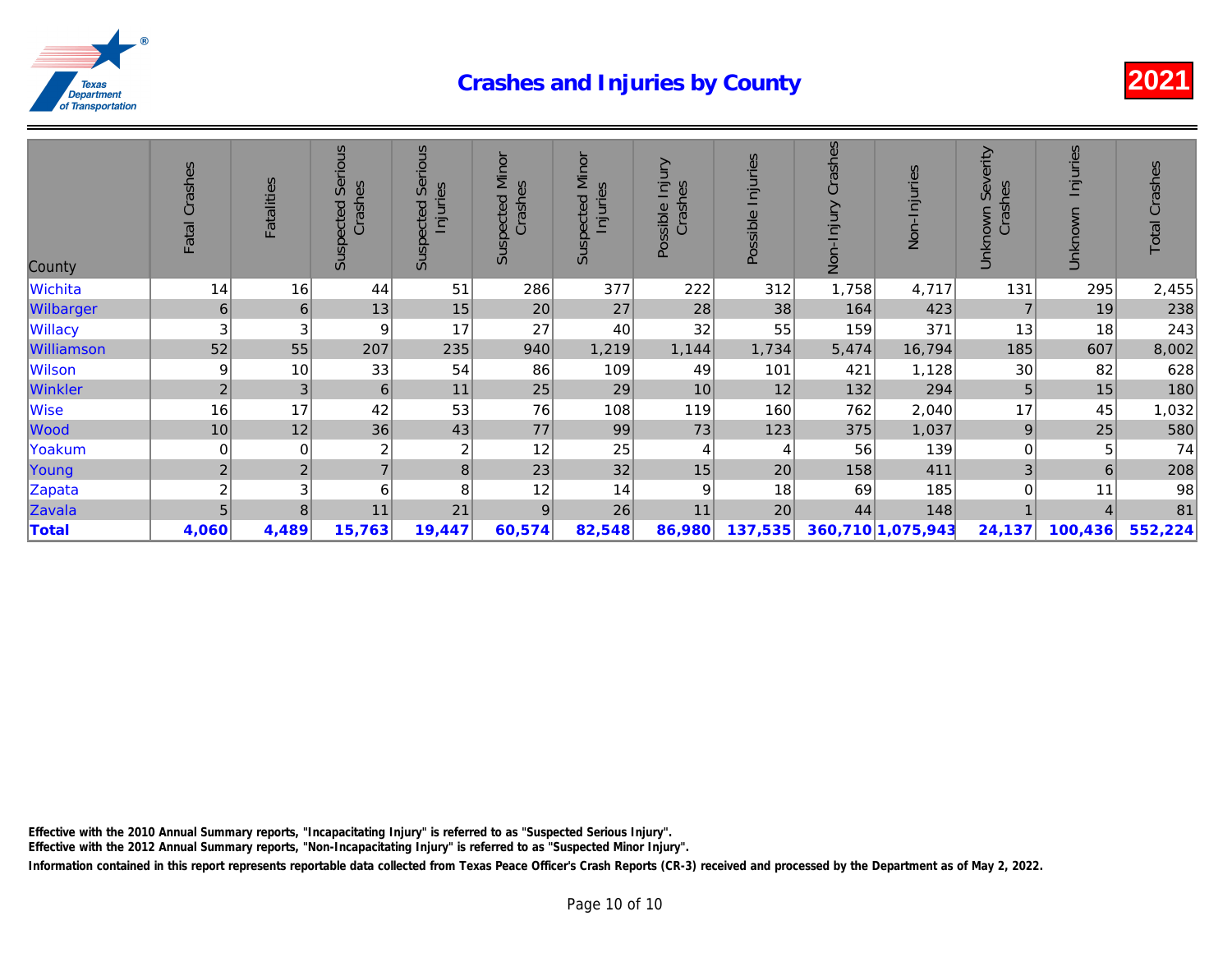# Crashes and Injuries by County

2021

| County | Fatal Crashes | Fatalities | Suspected Serious Crashes | Suspected Serious Injuries | Suspected Minor Crashes | Suspected Minor Injuries | Possible Injury Crashes | Possible Injuries | Non-Injury Crashes | Non-Injuries | Unknown Severity Crashes | Unknown Injuries | Total Crashes |
|---|---|---|---|---|---|---|---|---|---|---|---|---|---|
| Wichita | 14 | 16 | 44 | 51 | 286 | 377 | 222 | 312 | 1,758 | 4,717 | 131 | 295 | 2,455 |
| Wilbarger | 6 | 6 | 13 | 15 | 20 | 27 | 28 | 38 | 164 | 423 | 7 | 19 | 238 |
| Willacy | 3 | 3 | 9 | 17 | 27 | 40 | 32 | 55 | 159 | 371 | 13 | 18 | 243 |
| Williamson | 52 | 55 | 207 | 235 | 940 | 1,219 | 1,144 | 1,734 | 5,474 | 16,794 | 185 | 607 | 8,002 |
| Wilson | 9 | 10 | 33 | 54 | 86 | 109 | 49 | 101 | 421 | 1,128 | 30 | 82 | 628 |
| Winkler | 2 | 3 | 6 | 11 | 25 | 29 | 10 | 12 | 132 | 294 | 5 | 15 | 180 |
| Wise | 16 | 17 | 42 | 53 | 76 | 108 | 119 | 160 | 762 | 2,040 | 17 | 45 | 1,032 |
| Wood | 10 | 12 | 36 | 43 | 77 | 99 | 73 | 123 | 375 | 1,037 | 9 | 25 | 580 |
| Yoakum | 0 | 0 | 2 | 2 | 12 | 25 | 4 | 4 | 56 | 139 | 0 | 5 | 74 |
| Young | 2 | 2 | 7 | 8 | 23 | 32 | 15 | 20 | 158 | 411 | 3 | 6 | 208 |
| Zapata | 2 | 3 | 6 | 8 | 12 | 14 | 9 | 18 | 69 | 185 | 0 | 11 | 98 |
| Zavala | 5 | 8 | 11 | 21 | 9 | 26 | 11 | 20 | 44 | 148 | 1 | 4 | 81 |
| **Total** | **4,060** | **4,489** | **15,763** | **19,447** | **60,574** | **82,548** | **86,980** | **137,535** | **360,710** | **1,075,943** | **24,137** | **100,436** | **552,224** |

**Effective with the 2010 Annual Summary reports, "Incapacitating Injury" is referred to as "Suspected Serious Injury".**

**Effective with the 2012 Annual Summary reports, "Non-Incapacitating Injury" is referred to as "Suspected Minor Injury".**

**Information contained in this report represents reportable data collected from Texas Peace Officer's Crash Reports (CR-3) received and processed by the Department as of May 2, 2022.**